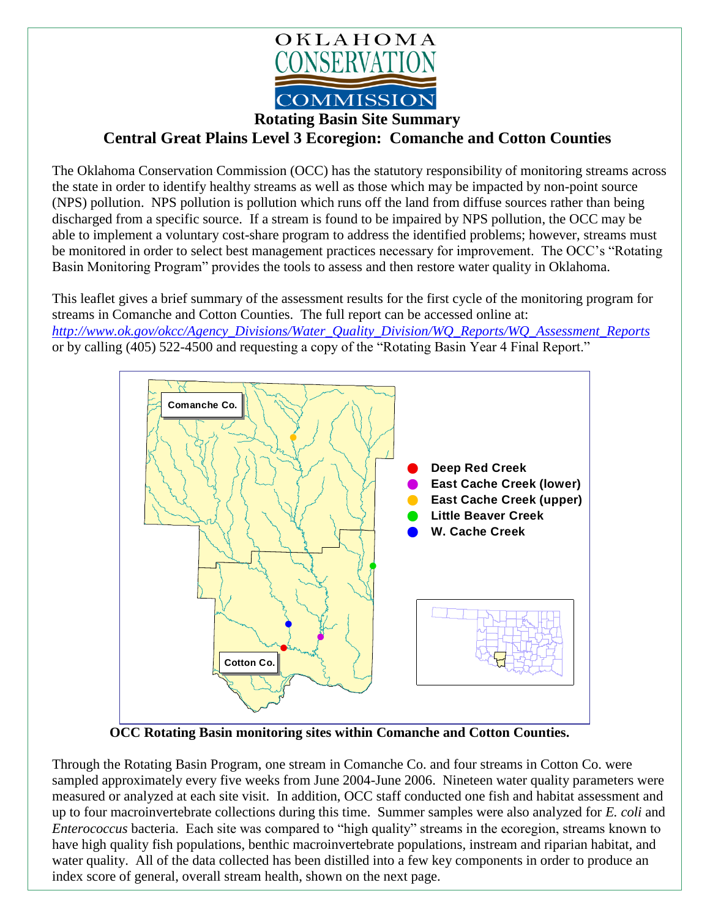OKLAHOMA CONSERVATION COMMISSION

# Rotating Basin Site Summary

## Central Great Plains Level 3 Ecoregion: Comanche and Cotton Counties

The Oklahoma Conservation Commission (OCC) has the statutory responsibility of monitoring streams across the state in order to identify healthy streams as well as those which may be impacted by non-point source (NPS) pollution. NPS pollution is pollution which runs off the land from diffuse sources rather than being discharged from a specific source. If a stream is found to be impaired by NPS pollution, the OCC may be able to implement a voluntary cost-share program to address the identified problems; however, streams must be monitored in order to select best management practices necessary for improvement. The OCC's "Rotating Basin Monitoring Program" provides the tools to assess and then restore water quality in Oklahoma.

This leaflet gives a brief summary of the assessment results for the first cycle of the monitoring program for streams in Comanche and Cotton Counties. The full report can be accessed online at: *http://www.ok.gov/okcc/Agency_Divisions/Water_Quality_Division/WQ_Reports/WQ_Assessment_Reports* or by calling (405) 522-4500 and requesting a copy of the "Rotating Basin Year 4 Final Report."

Comanche Co.

Cotton Co.

- Deep Red Creek
- East Cache Creek (lower)
- East Cache Creek (upper)
- Little Beaver Creek
- W. Cache Creek

**OCC Rotating Basin monitoring sites within Comanche and Cotton Counties.**

Through the Rotating Basin Program, one stream in Comanche Co. and four streams in Cotton Co. were sampled approximately every five weeks from June 2004-June 2006. Nineteen water quality parameters were measured or analyzed at each site visit. In addition, OCC staff conducted one fish and habitat assessment and up to four macroinvertebrate collections during this time. Summer samples were also analyzed for *E. coli* and *Enterococcus* bacteria. Each site was compared to "high quality" streams in the ecoregion, streams known to have high quality fish populations, benthic macroinvertebrate populations, instream and riparian habitat, and water quality. All of the data collected has been distilled into a few key components in order to produce an index score of general, overall stream health, shown on the next page.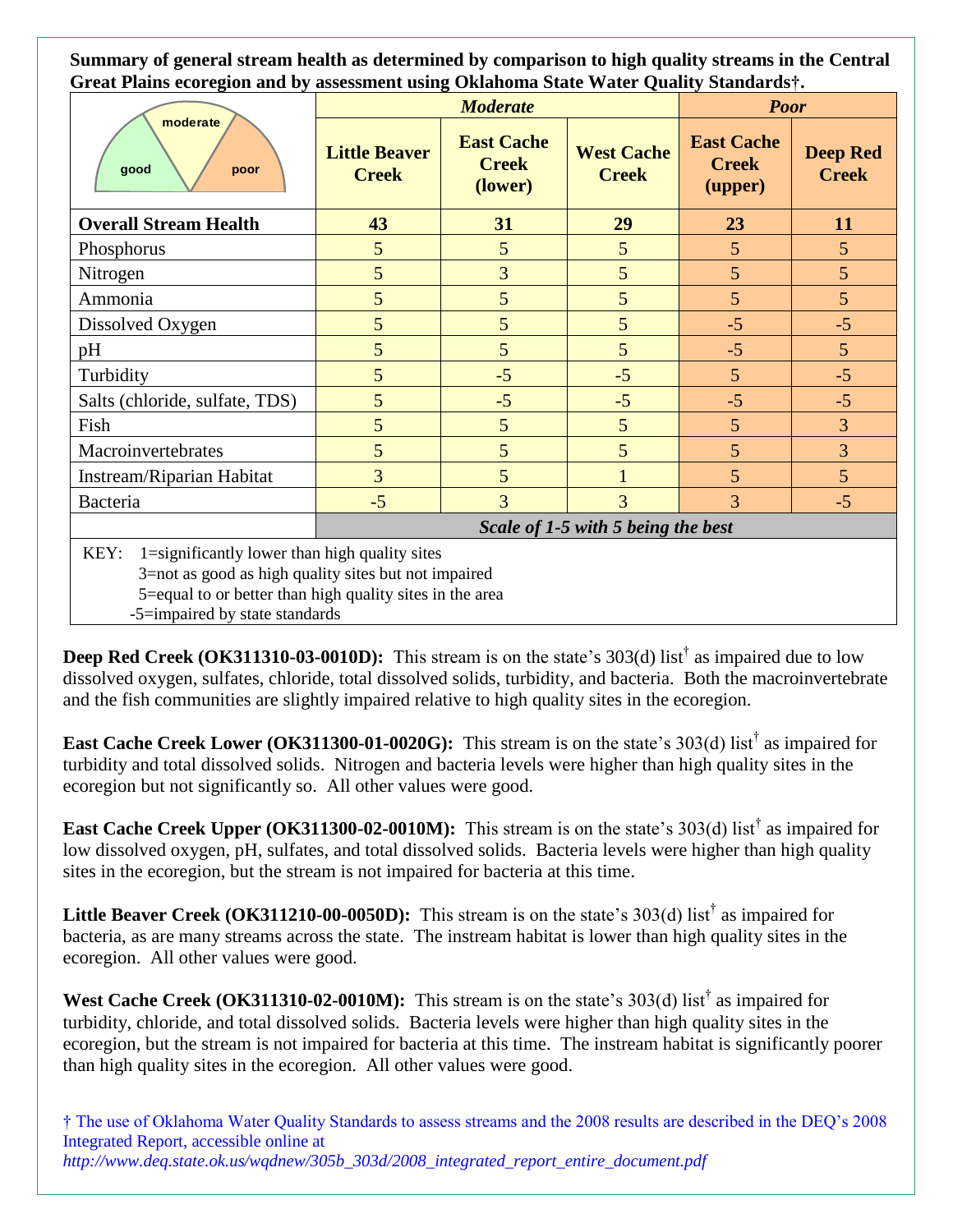**Summary of general stream health as determined by comparison to high quality streams in the Central Great Plains ecoregion and by assessment using Oklahoma State Water Quality Standards†.**

| | *Moderate* | | | *Poor* | |
|---|---|---|---|---|---|
| | **Little Beaver Creek** | **East Cache Creek (lower)** | **West Cache Creek** | **East Cache Creek (upper)** | **Deep Red Creek** |
| **Overall Stream Health** | **43** | **31** | **29** | **23** | **11** |
| Phosphorus | 5 | 5 | 5 | 5 | 5 |
| Nitrogen | 5 | 3 | 5 | 5 | 5 |
| Ammonia | 5 | 5 | 5 | 5 | 5 |
| Dissolved Oxygen | 5 | 5 | 5 | -5 | -5 |
| pH | 5 | 5 | 5 | -5 | 5 |
| Turbidity | 5 | -5 | -5 | 5 | -5 |
| Salts (chloride, sulfate, TDS) | 5 | -5 | -5 | -5 | -5 |
| Fish | 5 | 5 | 5 | 5 | 3 |
| Macroinvertebrates | 5 | 5 | 5 | 5 | 3 |
| Instream/Riparian Habitat | 3 | 5 | 1 | 5 | 5 |
| Bacteria | -5 | 3 | 3 | 3 | -5 |
| | ***Scale of 1-5 with 5 being the best*** | | | | |

KEY: 1=significantly lower than high quality sites
3=not as good as high quality sites but not impaired
5=equal to or better than high quality sites in the area
-5=impaired by state standards

**Deep Red Creek (OK311310-03-0010D):** This stream is on the state's 303(d) list† as impaired due to low dissolved oxygen, sulfates, chloride, total dissolved solids, turbidity, and bacteria. Both the macroinvertebrate and the fish communities are slightly impaired relative to high quality sites in the ecoregion.

**East Cache Creek Lower (OK311300-01-0020G):** This stream is on the state's 303(d) list† as impaired for turbidity and total dissolved solids. Nitrogen and bacteria levels were higher than high quality sites in the ecoregion but not significantly so. All other values were good.

**East Cache Creek Upper (OK311300-02-0010M):** This stream is on the state's 303(d) list† as impaired for low dissolved oxygen, pH, sulfates, and total dissolved solids. Bacteria levels were higher than high quality sites in the ecoregion, but the stream is not impaired for bacteria at this time.

**Little Beaver Creek (OK311210-00-0050D):** This stream is on the state's 303(d) list† as impaired for bacteria, as are many streams across the state. The instream habitat is lower than high quality sites in the ecoregion. All other values were good.

**West Cache Creek (OK311310-02-0010M):** This stream is on the state's 303(d) list† as impaired for turbidity, chloride, and total dissolved solids. Bacteria levels were higher than high quality sites in the ecoregion, but the stream is not impaired for bacteria at this time. The instream habitat is significantly poorer than high quality sites in the ecoregion. All other values were good.

† The use of Oklahoma Water Quality Standards to assess streams and the 2008 results are described in the DEQ's 2008 Integrated Report, accessible online at *http://www.deq.state.ok.us/wqdnew/305b_303d/2008_integrated_report_entire_document.pdf*